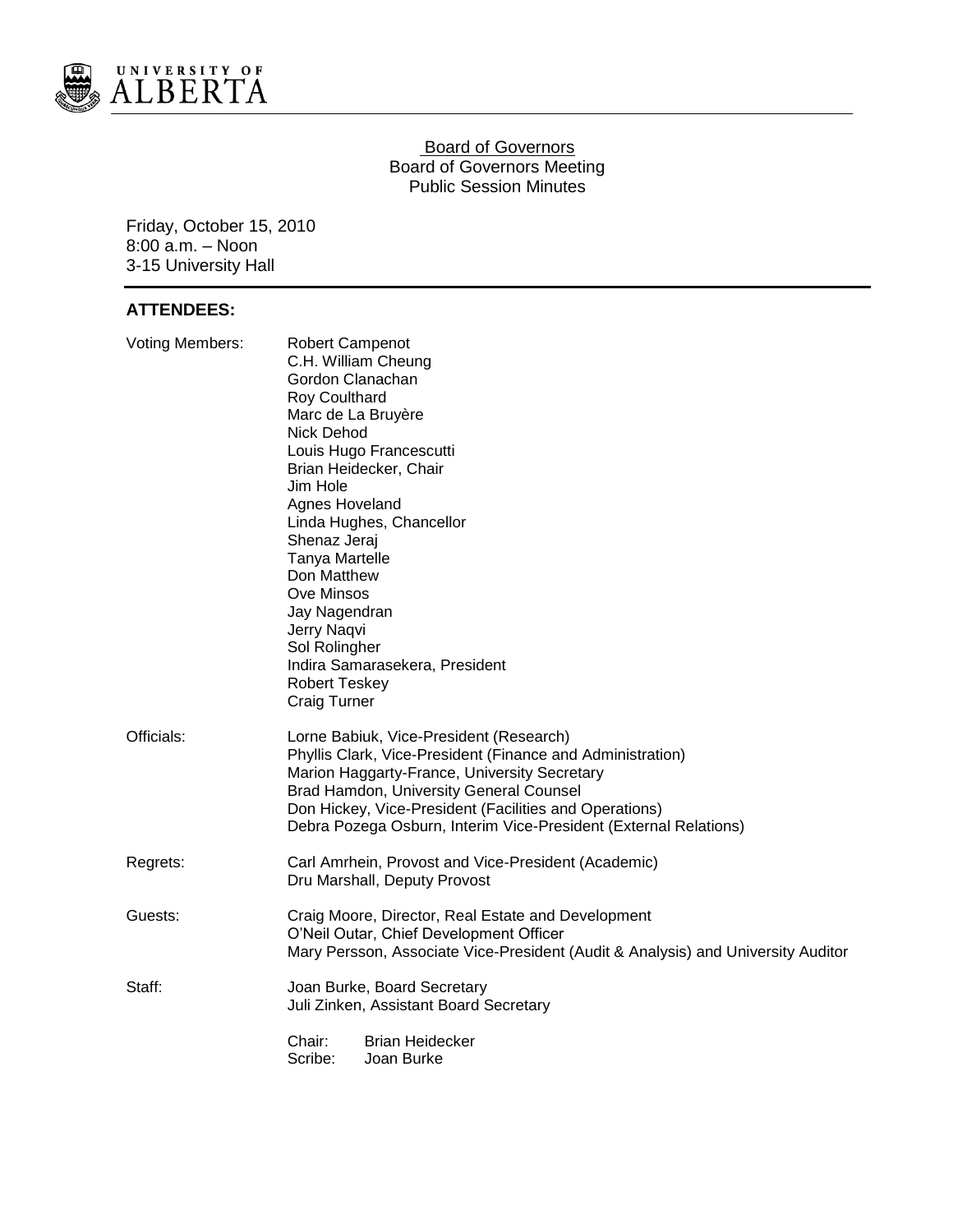UNIVERSITY OF ALBERTA

# Board of Governors

## Board of Governors Meeting
## Public Session Minutes

Friday, October 15, 2010
8:00 a.m. – Noon
3-15 University Hall

## ATTENDEES:

| | |
|---|---|
| Voting Members: | Robert Campenot<br>C.H. William Cheung<br>Gordon Clanachan<br>Roy Coulthard<br>Marc de La Bruyère<br>Nick Dehod<br>Louis Hugo Francescutti<br>Brian Heidecker, Chair<br>Jim Hole<br>Agnes Hoveland<br>Linda Hughes, Chancellor<br>Shenaz Jeraj<br>Tanya Martelle<br>Don Matthew<br>Ove Minsos<br>Jay Nagendran<br>Jerry Naqvi<br>Sol Rolingher<br>Indira Samarasekera, President<br>Robert Teskey<br>Craig Turner |
| Officials: | Lorne Babiuk, Vice-President (Research)<br>Phyllis Clark, Vice-President (Finance and Administration)<br>Marion Haggarty-France, University Secretary<br>Brad Hamdon, University General Counsel<br>Don Hickey, Vice-President (Facilities and Operations)<br>Debra Pozega Osburn, Interim Vice-President (External Relations) |
| Regrets: | Carl Amrhein, Provost and Vice-President (Academic)<br>Dru Marshall, Deputy Provost |
| Guests: | Craig Moore, Director, Real Estate and Development<br>O'Neil Outar, Chief Development Officer<br>Mary Persson, Associate Vice-President (Audit & Analysis) and University Auditor |
| Staff: | Joan Burke, Board Secretary<br>Juli Zinken, Assistant Board Secretary |

Chair: Brian Heidecker
Scribe: Joan Burke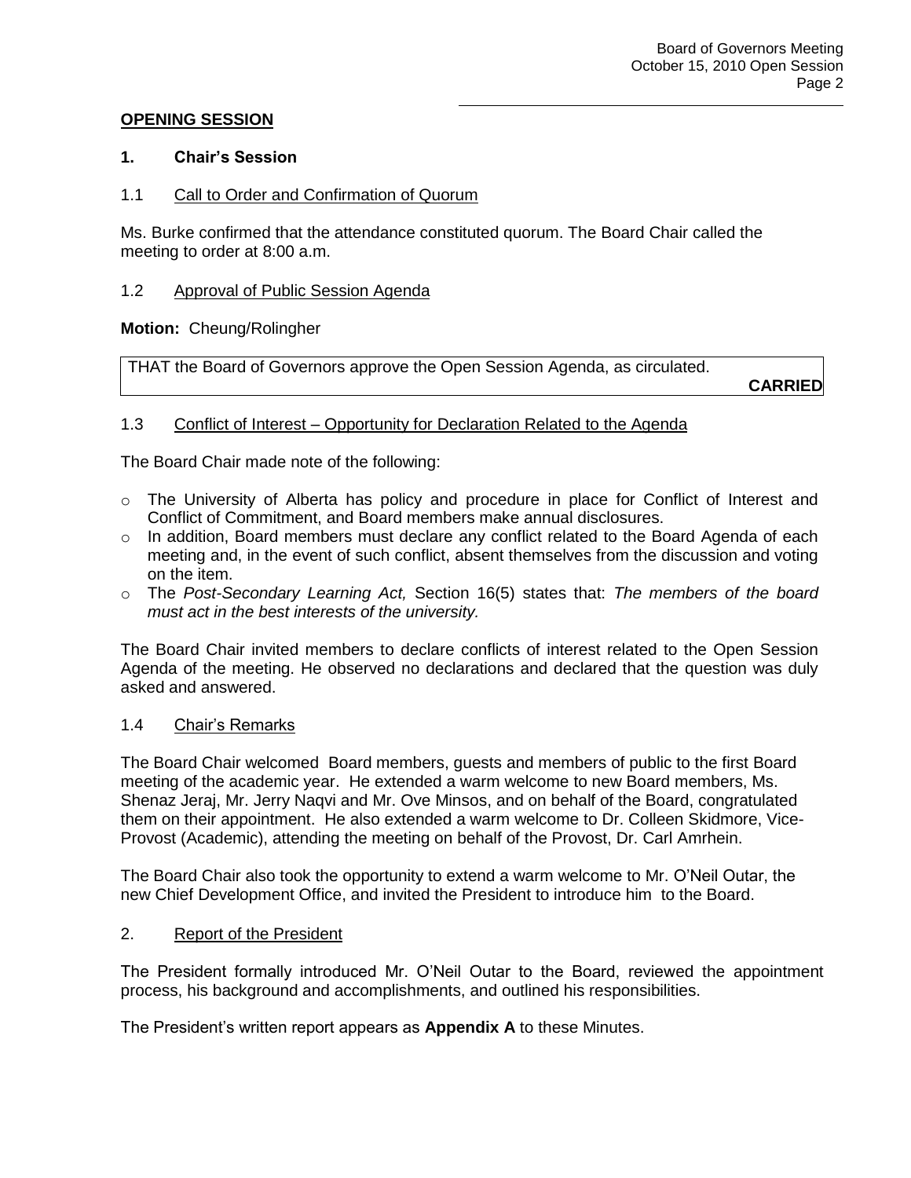## OPENING SESSION

### 1. Chair's Session

#### 1.1 Call to Order and Confirmation of Quorum

Ms. Burke confirmed that the attendance constituted quorum. The Board Chair called the meeting to order at 8:00 a.m.

#### 1.2 Approval of Public Session Agenda

**Motion:** Cheung/Rolingher

| THAT the Board of Governors approve the Open Session Agenda, as circulated. **CARRIED** |
|---|

#### 1.3 Conflict of Interest – Opportunity for Declaration Related to the Agenda

The Board Chair made note of the following:

- The University of Alberta has policy and procedure in place for Conflict of Interest and Conflict of Commitment, and Board members make annual disclosures.
- In addition, Board members must declare any conflict related to the Board Agenda of each meeting and, in the event of such conflict, absent themselves from the discussion and voting on the item.
- The *Post-Secondary Learning Act,* Section 16(5) states that: *The members of the board must act in the best interests of the university.*

The Board Chair invited members to declare conflicts of interest related to the Open Session Agenda of the meeting. He observed no declarations and declared that the question was duly asked and answered.

#### 1.4 Chair's Remarks

The Board Chair welcomed Board members, guests and members of public to the first Board meeting of the academic year. He extended a warm welcome to new Board members, Ms. Shenaz Jeraj, Mr. Jerry Naqvi and Mr. Ove Minsos, and on behalf of the Board, congratulated them on their appointment. He also extended a warm welcome to Dr. Colleen Skidmore, Vice-Provost (Academic), attending the meeting on behalf of the Provost, Dr. Carl Amrhein.

The Board Chair also took the opportunity to extend a warm welcome to Mr. O'Neil Outar, the new Chief Development Office, and invited the President to introduce him to the Board.

### 2. Report of the President

The President formally introduced Mr. O'Neil Outar to the Board, reviewed the appointment process, his background and accomplishments, and outlined his responsibilities.

The President's written report appears as **Appendix A** to these Minutes.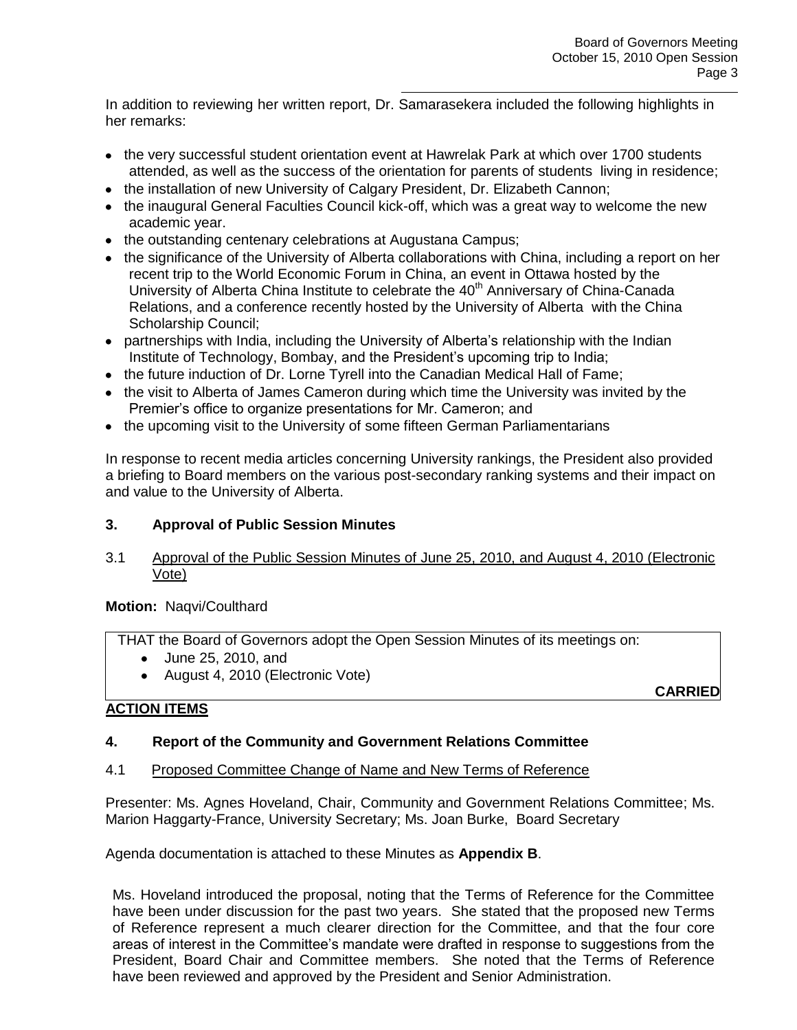In addition to reviewing her written report, Dr. Samarasekera included the following highlights in her remarks:

- the very successful student orientation event at Hawrelak Park at which over 1700 students attended, as well as the success of the orientation for parents of students living in residence;
- the installation of new University of Calgary President, Dr. Elizabeth Cannon;
- the inaugural General Faculties Council kick-off, which was a great way to welcome the new academic year.
- the outstanding centenary celebrations at Augustana Campus;
- the significance of the University of Alberta collaborations with China, including a report on her recent trip to the World Economic Forum in China, an event in Ottawa hosted by the University of Alberta China Institute to celebrate the 40th Anniversary of China-Canada Relations, and a conference recently hosted by the University of Alberta with the China Scholarship Council;
- partnerships with India, including the University of Alberta's relationship with the Indian Institute of Technology, Bombay, and the President's upcoming trip to India;
- the future induction of Dr. Lorne Tyrell into the Canadian Medical Hall of Fame;
- the visit to Alberta of James Cameron during which time the University was invited by the Premier's office to organize presentations for Mr. Cameron; and
- the upcoming visit to the University of some fifteen German Parliamentarians

In response to recent media articles concerning University rankings, the President also provided a briefing to Board members on the various post-secondary ranking systems and their impact on and value to the University of Alberta.

## 3. Approval of Public Session Minutes

3.1 Approval of the Public Session Minutes of June 25, 2010, and August 4, 2010 (Electronic Vote)

**Motion:** Naqvi/Coulthard

THAT the Board of Governors adopt the Open Session Minutes of its meetings on:

- June 25, 2010, and
- August 4, 2010 (Electronic Vote)

**CARRIED**

**ACTION ITEMS**

## 4. Report of the Community and Government Relations Committee

4.1 Proposed Committee Change of Name and New Terms of Reference

Presenter: Ms. Agnes Hoveland, Chair, Community and Government Relations Committee; Ms. Marion Haggarty-France, University Secretary; Ms. Joan Burke, Board Secretary

Agenda documentation is attached to these Minutes as **Appendix B**.

Ms. Hoveland introduced the proposal, noting that the Terms of Reference for the Committee have been under discussion for the past two years. She stated that the proposed new Terms of Reference represent a much clearer direction for the Committee, and that the four core areas of interest in the Committee's mandate were drafted in response to suggestions from the President, Board Chair and Committee members. She noted that the Terms of Reference have been reviewed and approved by the President and Senior Administration.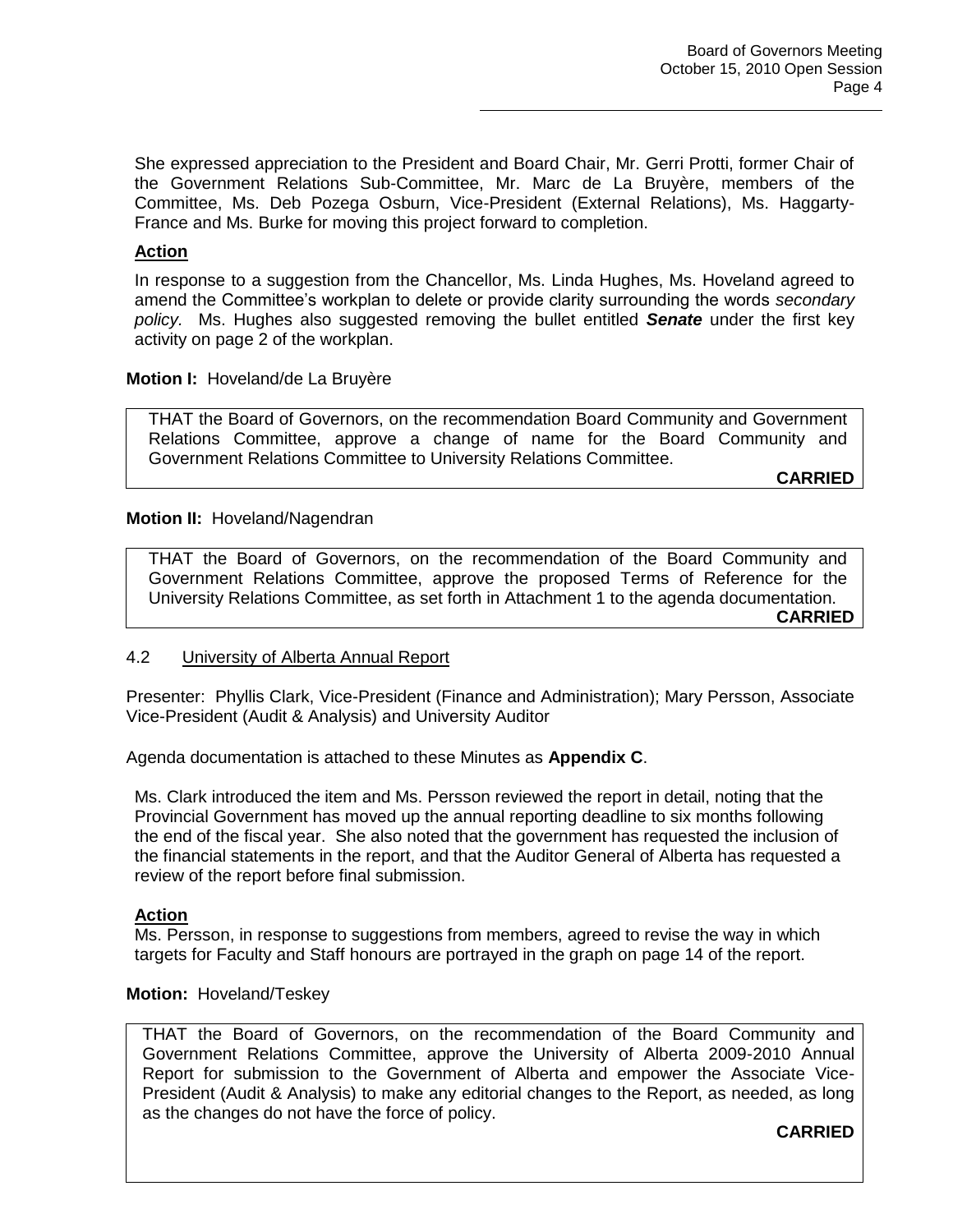She expressed appreciation to the President and Board Chair, Mr. Gerri Protti, former Chair of the Government Relations Sub-Committee, Mr. Marc de La Bruyère, members of the Committee, Ms. Deb Pozega Osburn, Vice-President (External Relations), Ms. Haggarty-France and Ms. Burke for moving this project forward to completion.

**Action**

In response to a suggestion from the Chancellor, Ms. Linda Hughes, Ms. Hoveland agreed to amend the Committee's workplan to delete or provide clarity surrounding the words *secondary policy.* Ms. Hughes also suggested removing the bullet entitled ***Senate*** under the first key activity on page 2 of the workplan.

**Motion I:** Hoveland/de La Bruyère

> THAT the Board of Governors, on the recommendation Board Community and Government Relations Committee, approve a change of name for the Board Community and Government Relations Committee to University Relations Committee.
>
> **CARRIED**

**Motion II:** Hoveland/Nagendran

> THAT the Board of Governors, on the recommendation of the Board Community and Government Relations Committee, approve the proposed Terms of Reference for the University Relations Committee, as set forth in Attachment 1 to the agenda documentation.
>
> **CARRIED**

### 4.2 University of Alberta Annual Report

Presenter: Phyllis Clark, Vice-President (Finance and Administration); Mary Persson, Associate Vice-President (Audit & Analysis) and University Auditor

Agenda documentation is attached to these Minutes as **Appendix C**.

Ms. Clark introduced the item and Ms. Persson reviewed the report in detail, noting that the Provincial Government has moved up the annual reporting deadline to six months following the end of the fiscal year. She also noted that the government has requested the inclusion of the financial statements in the report, and that the Auditor General of Alberta has requested a review of the report before final submission.

**Action**

Ms. Persson, in response to suggestions from members, agreed to revise the way in which targets for Faculty and Staff honours are portrayed in the graph on page 14 of the report.

**Motion:** Hoveland/Teskey

> THAT the Board of Governors, on the recommendation of the Board Community and Government Relations Committee, approve the University of Alberta 2009-2010 Annual Report for submission to the Government of Alberta and empower the Associate Vice-President (Audit & Analysis) to make any editorial changes to the Report, as needed, as long as the changes do not have the force of policy.
>
> **CARRIED**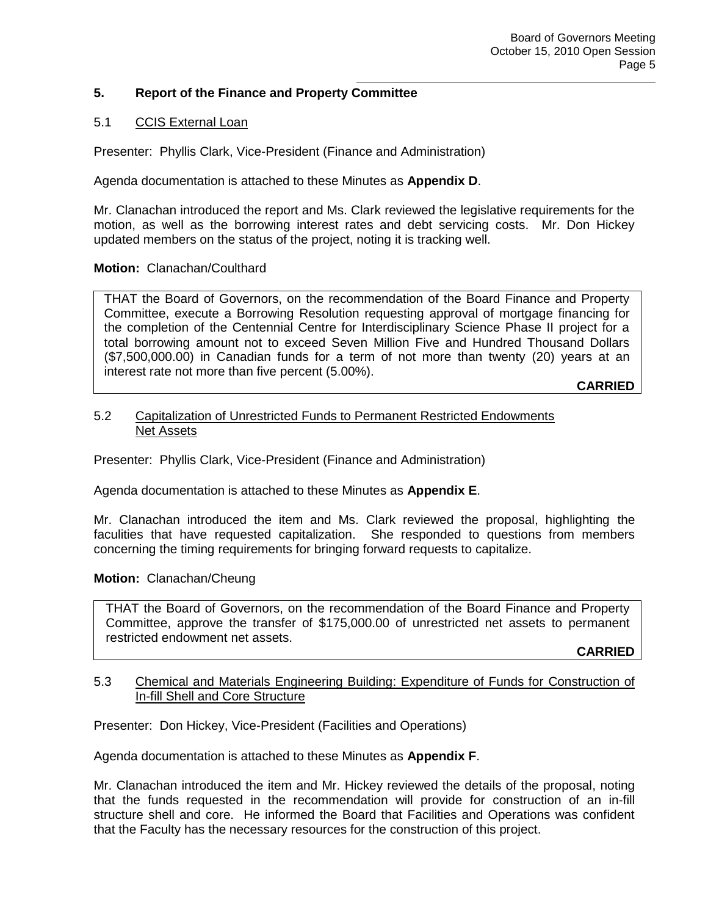## 5. Report of the Finance and Property Committee

### 5.1 CCIS External Loan

Presenter: Phyllis Clark, Vice-President (Finance and Administration)

Agenda documentation is attached to these Minutes as **Appendix D**.

Mr. Clanachan introduced the report and Ms. Clark reviewed the legislative requirements for the motion, as well as the borrowing interest rates and debt servicing costs. Mr. Don Hickey updated members on the status of the project, noting it is tracking well.

**Motion:** Clanachan/Coulthard

> THAT the Board of Governors, on the recommendation of the Board Finance and Property Committee, execute a Borrowing Resolution requesting approval of mortgage financing for the completion of the Centennial Centre for Interdisciplinary Science Phase II project for a total borrowing amount not to exceed Seven Million Five and Hundred Thousand Dollars ($7,500,000.00) in Canadian funds for a term of not more than twenty (20) years at an interest rate not more than five percent (5.00%).
>
> **CARRIED**

### 5.2 Capitalization of Unrestricted Funds to Permanent Restricted Endowments Net Assets

Presenter: Phyllis Clark, Vice-President (Finance and Administration)

Agenda documentation is attached to these Minutes as **Appendix E**.

Mr. Clanachan introduced the item and Ms. Clark reviewed the proposal, highlighting the faculities that have requested capitalization. She responded to questions from members concerning the timing requirements for bringing forward requests to capitalize.

**Motion:** Clanachan/Cheung

> THAT the Board of Governors, on the recommendation of the Board Finance and Property Committee, approve the transfer of $175,000.00 of unrestricted net assets to permanent restricted endowment net assets.
>
> **CARRIED**

### 5.3 Chemical and Materials Engineering Building: Expenditure of Funds for Construction of In-fill Shell and Core Structure

Presenter: Don Hickey, Vice-President (Facilities and Operations)

Agenda documentation is attached to these Minutes as **Appendix F**.

Mr. Clanachan introduced the item and Mr. Hickey reviewed the details of the proposal, noting that the funds requested in the recommendation will provide for construction of an in-fill structure shell and core. He informed the Board that Facilities and Operations was confident that the Faculty has the necessary resources for the construction of this project.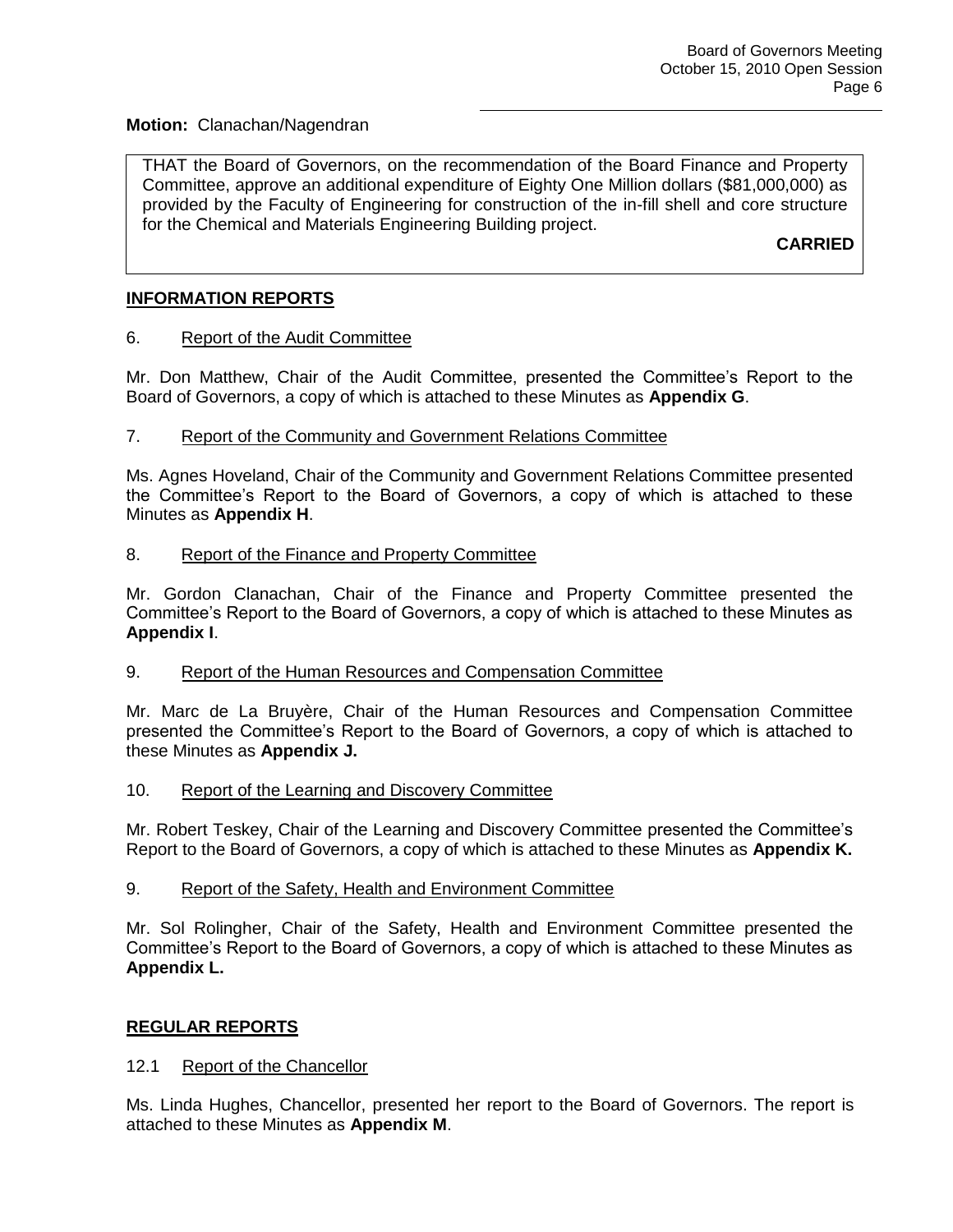**Motion:** Clanachan/Nagendran

> THAT the Board of Governors, on the recommendation of the Board Finance and Property Committee, approve an additional expenditure of Eighty One Million dollars ($81,000,000) as provided by the Faculty of Engineering for construction of the in-fill shell and core structure for the Chemical and Materials Engineering Building project.
>
> **CARRIED**

## INFORMATION REPORTS

### 6. Report of the Audit Committee

Mr. Don Matthew, Chair of the Audit Committee, presented the Committee's Report to the Board of Governors, a copy of which is attached to these Minutes as **Appendix G**.

### 7. Report of the Community and Government Relations Committee

Ms. Agnes Hoveland, Chair of the Community and Government Relations Committee presented the Committee's Report to the Board of Governors, a copy of which is attached to these Minutes as **Appendix H**.

### 8. Report of the Finance and Property Committee

Mr. Gordon Clanachan, Chair of the Finance and Property Committee presented the Committee's Report to the Board of Governors, a copy of which is attached to these Minutes as **Appendix I**.

### 9. Report of the Human Resources and Compensation Committee

Mr. Marc de La Bruyère, Chair of the Human Resources and Compensation Committee presented the Committee's Report to the Board of Governors, a copy of which is attached to these Minutes as **Appendix J.**

### 10. Report of the Learning and Discovery Committee

Mr. Robert Teskey, Chair of the Learning and Discovery Committee presented the Committee's Report to the Board of Governors, a copy of which is attached to these Minutes as **Appendix K.**

### 9. Report of the Safety, Health and Environment Committee

Mr. Sol Rolingher, Chair of the Safety, Health and Environment Committee presented the Committee's Report to the Board of Governors, a copy of which is attached to these Minutes as **Appendix L.**

## REGULAR REPORTS

### 12.1 Report of the Chancellor

Ms. Linda Hughes, Chancellor, presented her report to the Board of Governors. The report is attached to these Minutes as **Appendix M**.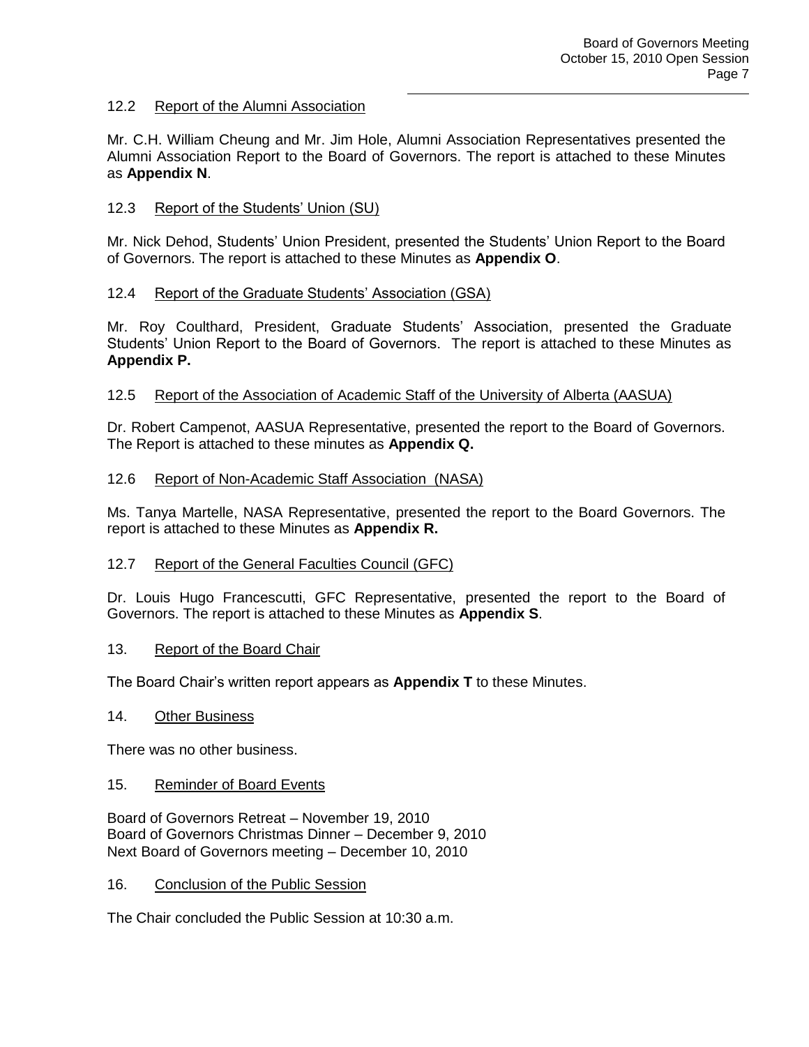### 12.2 Report of the Alumni Association

Mr. C.H. William Cheung and Mr. Jim Hole, Alumni Association Representatives presented the Alumni Association Report to the Board of Governors. The report is attached to these Minutes as **Appendix N**.

### 12.3 Report of the Students' Union (SU)

Mr. Nick Dehod, Students' Union President, presented the Students' Union Report to the Board of Governors. The report is attached to these Minutes as **Appendix O**.

### 12.4 Report of the Graduate Students' Association (GSA)

Mr. Roy Coulthard, President, Graduate Students' Association, presented the Graduate Students' Union Report to the Board of Governors. The report is attached to these Minutes as **Appendix P.**

### 12.5 Report of the Association of Academic Staff of the University of Alberta (AASUA)

Dr. Robert Campenot, AASUA Representative, presented the report to the Board of Governors. The Report is attached to these minutes as **Appendix Q.**

### 12.6 Report of Non-Academic Staff Association (NASA)

Ms. Tanya Martelle, NASA Representative, presented the report to the Board Governors. The report is attached to these Minutes as **Appendix R.**

### 12.7 Report of the General Faculties Council (GFC)

Dr. Louis Hugo Francescutti, GFC Representative, presented the report to the Board of Governors. The report is attached to these Minutes as **Appendix S**.

## 13. Report of the Board Chair

The Board Chair's written report appears as **Appendix T** to these Minutes.

## 14. Other Business

There was no other business.

## 15. Reminder of Board Events

Board of Governors Retreat – November 19, 2010
Board of Governors Christmas Dinner – December 9, 2010
Next Board of Governors meeting – December 10, 2010

## 16. Conclusion of the Public Session

The Chair concluded the Public Session at 10:30 a.m.